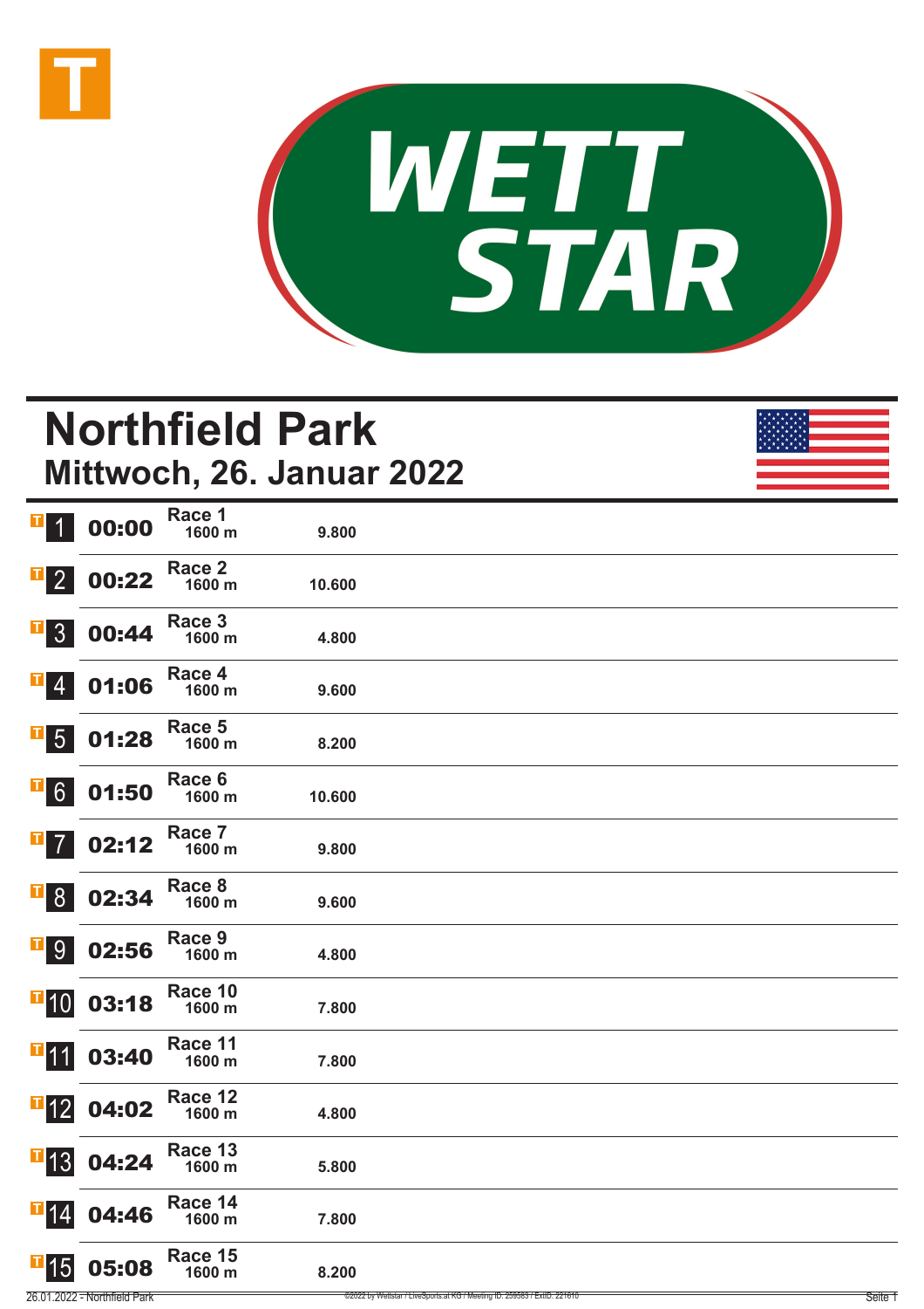# Northfield Park

## Mittwoch, 26. Januar 2022

| Nr. | Zeit | Rennen | Distanz | Preisgeld |
|---|---|---|---|---|
| 1 | 00:00 | Race 1 | 1600 m | 9.800 |
| 2 | 00:22 | Race 2 | 1600 m | 10.600 |
| 3 | 00:44 | Race 3 | 1600 m | 4.800 |
| 4 | 01:06 | Race 4 | 1600 m | 9.600 |
| 5 | 01:28 | Race 5 | 1600 m | 8.200 |
| 6 | 01:50 | Race 6 | 1600 m | 10.600 |
| 7 | 02:12 | Race 7 | 1600 m | 9.800 |
| 8 | 02:34 | Race 8 | 1600 m | 9.600 |
| 9 | 02:56 | Race 9 | 1600 m | 4.800 |
| 10 | 03:18 | Race 10 | 1600 m | 7.800 |
| 11 | 03:40 | Race 11 | 1600 m | 7.800 |
| 12 | 04:02 | Race 12 | 1600 m | 4.800 |
| 13 | 04:24 | Race 13 | 1600 m | 5.800 |
| 14 | 04:46 | Race 14 | 1600 m | 7.800 |
| 15 | 05:08 | Race 15 | 1600 m | 8.200 |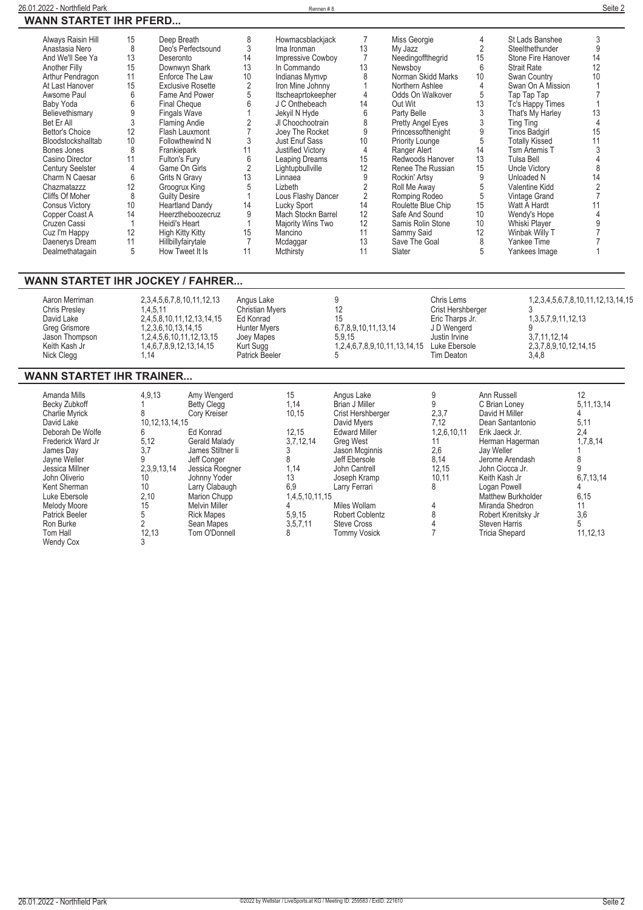## WANN STARTET IHR PFERD...

| Pferd | Rennen | Pferd | Rennen | Pferd | Rennen | Pferd | Rennen | Pferd | Rennen |
|---|---|---|---|---|---|---|---|---|---|
| Always Raisin Hill | 15 | Deep Breath | 8 | Howmacsblackjack | 7 | Miss Georgie | 4 | St Lads Banshee | 3 |
| Anastasia Nero | 8 | Deo's Perfectsound | 3 | Ima Ironman | 13 | My Jazz | 2 | Steelthethunder | 9 |
| And We'll See Ya | 13 | Deseronto | 14 | Impressive Cowboy | 7 | Needingoffthegrid | 15 | Stone Fire Hanover | 14 |
| Another Filly | 15 | Downwyn Shark | 13 | In Commando | 13 | Newsboy | 6 | Strait Rate | 12 |
| Arthur Pendragon | 11 | Enforce The Law | 10 | Indianas Mymvp | 8 | Norman Skidd Marks | 10 | Swan Country | 10 |
| At Last Hanover | 15 | Exclusive Rosette | 2 | Iron Mine Johnny | 1 | Northern Ashlee | 4 | Swan On A Mission | 1 |
| Awsome Paul | 6 | Fame And Power | 5 | Itscheaprtokeepher | 4 | Odds On Walkover | 5 | Tap Tap Tap | 7 |
| Baby Yoda | 6 | Final Cheque | 6 | J C Onthebeach | 14 | Out Wit | 13 | Tc's Happy Times | 1 |
| Believethismary | 9 | Fingals Wave | 1 | Jekyil N Hyde | 6 | Party Belle | 3 | That's My Harley | 13 |
| Bet Er All | 3 | Flaming Andie | 2 | Jl Choochootrain | 8 | Pretty Angel Eyes | 3 | Ting Ting | 4 |
| Bettor's Choice | 12 | Flash Lauxmont | 7 | Joey The Rocket | 9 | Princessofthenight | 9 | Tinos Badgirl | 15 |
| Bloodstockshalltab | 10 | Followthewind N | 3 | Just Enuf Sass | 10 | Priority Lounge | 5 | Totally Kissed | 11 |
| Bones Jones | 8 | Frankiepark | 11 | Justified Victory | 4 | Ranger Alert | 14 | Tsm Artemis T | 3 |
| Casino Director | 11 | Fulton's Fury | 6 | Leaping Dreams | 15 | Redwoods Hanover | 13 | Tulsa Bell | 4 |
| Century Seelster | 4 | Game On Girls | 2 | Lightupbullville | 12 | Renee The Russian | 15 | Uncle Victory | 8 |
| Charm N Caesar | 6 | Grits N Gravy | 13 | Linnaea | 9 | Rockin' Artsy | 9 | Unloaded N | 14 |
| Chazmatazzz | 12 | Groogrux King | 5 | Lizbeth | 2 | Roll Me Away | 5 | Valentine Kidd | 2 |
| Cliffs Of Moher | 8 | Guilty Desire | 1 | Lous Flashy Dancer | 2 | Romping Rodeo | 5 | Vintage Grand | 7 |
| Consus Victory | 10 | Heartland Dandy | 14 | Lucky Sport | 14 | Roulette Blue Chip | 15 | Watt A Hardt | 11 |
| Copper Coast A | 14 | Heerztheboozecruz | 9 | Mach Stockn Barrel | 12 | Safe And Sound | 10 | Wendy's Hope | 4 |
| Cruzen Cassi | 1 | Heidi's Heart | 1 | Majority Wins Two | 12 | Samis Rolin Stone | 10 | Whiski Player | 9 |
| Cuz I'm Happy | 12 | High Kitty Kitty | 15 | Mancino | 11 | Sammy Said | 12 | Winbak Willy T | 7 |
| Daenerys Dream | 11 | Hillbillyfairytale | 7 | Mcdaggar | 13 | Save The Goal | 8 | Yankee Time | 7 |
| Dealmethatagain | 5 | How Tweet It Is | 11 | Mcthirsty | 11 | Slater | 5 | Yankees Image | 1 |

## WANN STARTET IHR JOCKEY / FAHRER...

| Fahrer | Rennen | Fahrer | Rennen | Fahrer | Rennen |
|---|---|---|---|---|---|
| Aaron Merriman | 2,3,4,5,6,7,8,10,11,12,13 | Angus Lake | 9 | Chris Lems | 1,2,3,4,5,6,7,8,10,11,12,13,14,15 |
| Chris Presley | 1,4,5,11 | Christian Myers | 12 | Crist Hershberger | 3 |
| David Lake | 2,4,5,8,10,11,12,13,14,15 | Ed Konrad | 15 | Eric Tharps Jr. | 1,3,5,7,9,11,12,13 |
| Greg Grismore | 1,2,3,6,10,13,14,15 | Hunter Myers | 6,7,8,9,10,11,13,14 | J D Wengerd | 9 |
| Jason Thompson | 1,2,4,5,6,10,11,12,13,15 | Joey Mapes | 5,9,15 | Justin Irvine | 3,7,11,12,14 |
| Keith Kash Jr | 1,4,6,7,8,9,12,13,14,15 | Kurt Sugg | 1,2,4,6,7,8,9,10,11,13,14,15 | Luke Ebersole | 2,3,7,8,9,10,12,14,15 |
| Nick Clegg | 1,14 | Patrick Beeler | 5 | Tim Deaton | 3,4,8 |

## WANN STARTET IHR TRAINER...

| Trainer | Rennen | Trainer | Rennen | Trainer | Rennen | Trainer | Rennen |
|---|---|---|---|---|---|---|---|
| Amanda Mills | 4,9,13 | Amy Wengerd | 15 | Angus Lake | 9 | Ann Russell | 12 |
| Becky Zubkoff | 1 | Betty Clegg | 1,14 | Brian J Miller | 9 | C Brian Loney | 5,11,13,14 |
| Charlie Myrick | 8 | Cory Kreiser | 10,15 | Crist Hershberger | 2,3,7 | David H Miller | 4 |
| David Lake | 10,12,13,14,15 | | | David Myers | 7,12 | Dean Santantonio | 5,11 |
| Deborah De Wolfe | 6 | Ed Konrad | 12,15 | Edward Miller | 1,2,6,10,11 | Erik Jaeck Jr. | 2,4 |
| Frederick Ward Jr | 5,12 | Gerald Malady | 3,7,12,14 | Greg West | 11 | Herman Hagerman | 1,7,8,14 |
| James Day | 3,7 | James Stiltner Ii | 3 | Jason Mcginnis | 2,6 | Jay Weller | 1 |
| Jayne Weller | 9 | Jeff Conger | 8 | Jeff Ebersole | 8,14 | Jerome Arendash | 8 |
| Jessica Millner | 2,3,9,13,14 | Jessica Roegner | 1,14 | John Cantrell | 12,15 | John Ciocca Jr. | 9 |
| John Oliverio | 10 | Johnny Yoder | 13 | Joseph Kramp | 10,11 | Keith Kash Jr | 6,7,13,14 |
| Kent Sherman | 10 | Larry Clabaugh | 6,9 | Larry Ferrari | 8 | Logan Powell | 4 |
| Luke Ebersole | 2,10 | Marion Chupp | 1,4,5,10,11,15 | | | Matthew Burkholder | 6,15 |
| Melody Moore | 15 | Melvin Miller | 4 | Miles Wollam | 4 | Miranda Shedron | 11 |
| Patrick Beeler | 5 | Rick Mapes | 5,9,15 | Robert Coblentz | 8 | Robert Krenitsky Jr | 3,6 |
| Ron Burke | 2 | Sean Mapes | 3,5,7,11 | Steve Cross | 4 | Steven Harris | 5 |
| Tom Hall | 12,13 | Tom O'Donnell | 8 | Tommy Vosick | 7 | Tricia Shepard | 11,12,13 |
| Wendy Cox | 3 | | | | | | |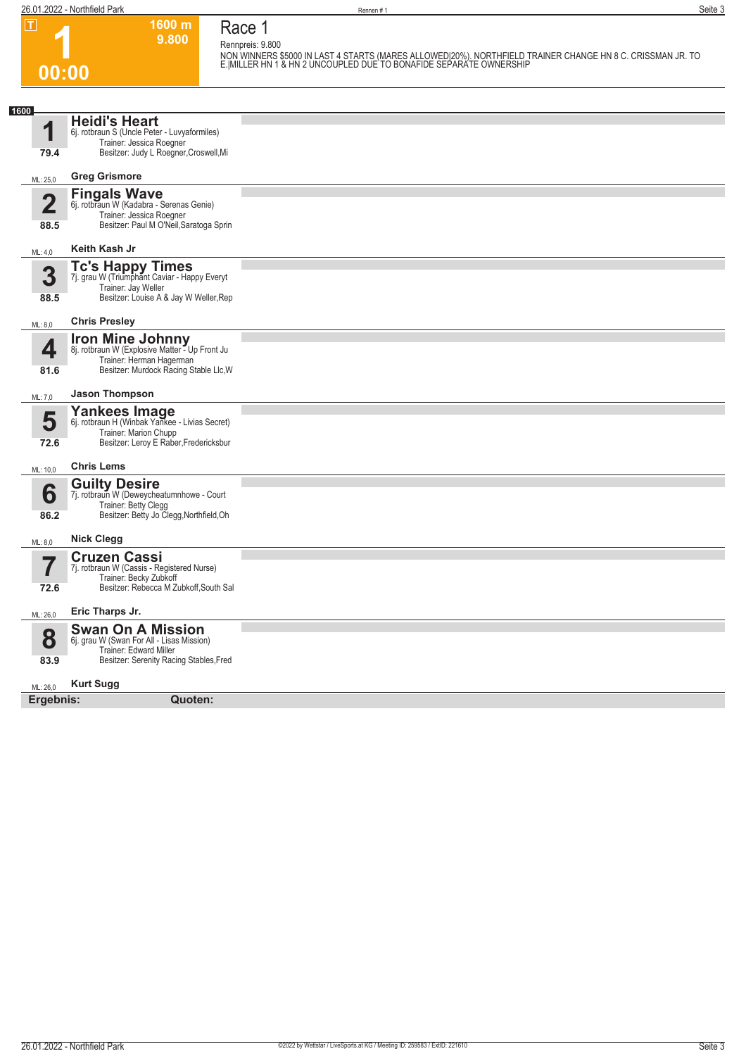# 1

**T** | **1600 m** | **9.800**

**00:00**

## Race 1

Rennpreis: 9.800

NON WINNERS $5000 IN LAST 4 STARTS (MARES ALLOWED|20%). NORTHFIELD TRAINER CHANGE HN 8 C. CRISSMAN JR. TO E.|MILLER HN 1 & HN 2 UNCOUPLED DUE TO BONAFIDE SEPARATE OWNERSHIP

**1600**

### 1 Heidi's Heart
6j. rotbraun S (Uncle Peter - Luvyaformiles)
Trainer: Jessica Roegner
Besitzer: Judy L Roegner,Croswell,Mi
79.4
ML: 25,0 — **Greg Grismore**

### 2 Fingals Wave
6j. rotbraun W (Kadabra - Serenas Genie)
Trainer: Jessica Roegner
Besitzer: Paul M O'Neil,Saratoga Sprin
88.5
ML: 4,0 — **Keith Kash Jr**

### 3 Tc's Happy Times
7j. grau W (Triumphant Caviar - Happy Everyt
Trainer: Jay Weller
Besitzer: Louise A & Jay W Weller,Rep
88.5
ML: 8,0 — **Chris Presley**

### 4 Iron Mine Johnny
8j. rotbraun W (Explosive Matter - Up Front Ju
Trainer: Herman Hagerman
Besitzer: Murdock Racing Stable Llc,W
81.6
ML: 7,0 — **Jason Thompson**

### 5 Yankees Image
6j. rotbraun H (Winbak Yankee - Livias Secret)
Trainer: Marion Chupp
Besitzer: Leroy E Raber,Fredericksbur
72.6
ML: 10,0 — **Chris Lems**

### 6 Guilty Desire
7j. rotbraun W (Deweycheatumnhowe - Court
Trainer: Betty Clegg
Besitzer: Betty Jo Clegg,Northfield,Oh
86.2
ML: 8,0 — **Nick Clegg**

### 7 Cruzen Cassi
7j. rotbraun W (Cassis - Registered Nurse)
Trainer: Becky Zubkoff
Besitzer: Rebecca M Zubkoff,South Sal
72.6
ML: 26,0 — **Eric Tharps Jr.**

### 8 Swan On A Mission
6j. grau W (Swan For All - Lisas Mission)
Trainer: Edward Miller
Besitzer: Serenity Racing Stables,Fred
83.9
ML: 26,0 — **Kurt Sugg**

**Ergebnis:** **Quoten:**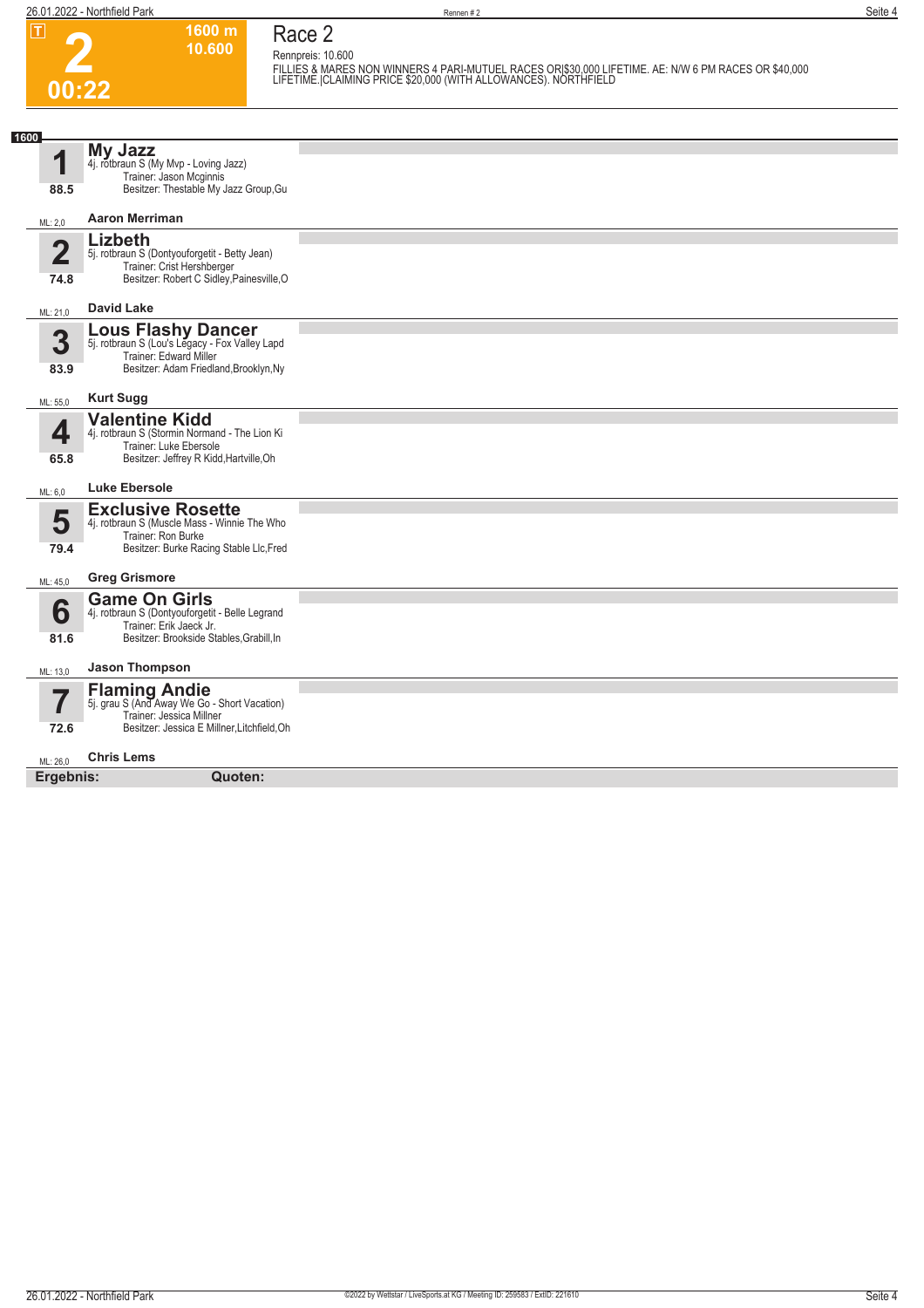**T**

# 2

**00:22**

**1600 m**
**10.600**

## Race 2

Rennpreis: 10.600

FILLIES & MARES NON WINNERS 4 PARI-MUTUEL RACES OR|$30,000 LIFETIME. AE: N/W 6 PM RACES OR $40,000 LIFETIME.|CLAIMING PRICE $20,000 (WITH ALLOWANCES). NORTHFIELD

**1600**

### 1 My Jazz
4j. rotbraun S (My Mvp - Loving Jazz)
Trainer: Jason Mcginnis
Besitzer: Thestable My Jazz Group,Gu
88.5
ML: 2,0
**Aaron Merriman**

### 2 Lizbeth
5j. rotbraun S (Dontyouforgetit - Betty Jean)
Trainer: Crist Hershberger
Besitzer: Robert C Sidley,Painesville,O
74.8
ML: 21,0
**David Lake**

### 3 Lous Flashy Dancer
5j. rotbraun S (Lou's Legacy - Fox Valley Lapd
Trainer: Edward Miller
Besitzer: Adam Friedland,Brooklyn,Ny
83.9
ML: 55,0
**Kurt Sugg**

### 4 Valentine Kidd
4j. rotbraun S (Stormin Normand - The Lion Ki
Trainer: Luke Ebersole
Besitzer: Jeffrey R Kidd,Hartville,Oh
65.8
ML: 6,0
**Luke Ebersole**

### 5 Exclusive Rosette
4j. rotbraun S (Muscle Mass - Winnie The Who
Trainer: Ron Burke
Besitzer: Burke Racing Stable Llc,Fred
79.4
ML: 45,0
**Greg Grismore**

### 6 Game On Girls
4j. rotbraun S (Dontyouforgetit - Belle Legrand
Trainer: Erik Jaeck Jr.
Besitzer: Brookside Stables,Grabill,In
81.6
ML: 13,0
**Jason Thompson**

### 7 Flaming Andie
5j. grau S (And Away We Go - Short Vacation)
Trainer: Jessica Millner
Besitzer: Jessica E Millner,Litchfield,Oh
72.6
ML: 26,0
**Chris Lems**

**Ergebnis:** **Quoten:**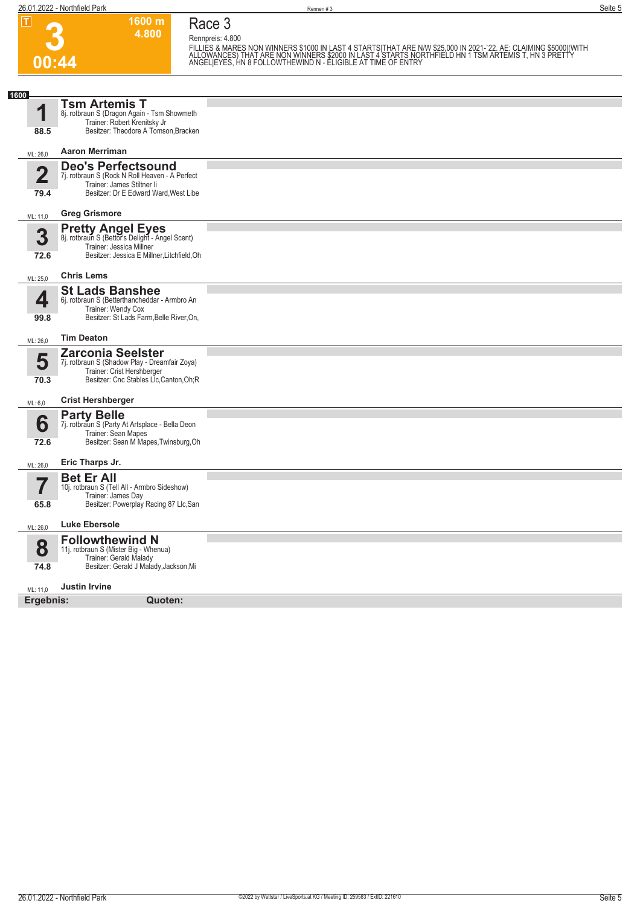T

# 3

00:44

1600 m
4.800

## Race 3

Rennpreis: 4.800

FILLIES & MARES NON WINNERS $1000 IN LAST 4 STARTS|THAT ARE N/W $25,000 IN 2021-`22. AE: CLAIMING $5000|(WITH ALLOWANCES) THAT ARE NON WINNERS $2000 IN LAST 4 STARTS NORTHFIELD HN 1 TSM ARTEMIS T, HN 3 PRETTY ANGEL|EYES, HN 8 FOLLOWTHEWIND N - ELIGIBLE AT TIME OF ENTRY

**1600**

**1** **Tsm Artemis T**
8j. rotbraun S (Dragon Again - Tsm Showmeth
Trainer: Robert Krenitsky Jr
Besitzer: Theodore A Tomson,Bracken
88.5
ML: 26,0 **Aaron Merriman**

**2** **Deo's Perfectsound**
7j. rotbraun S (Rock N Roll Heaven - A Perfect
Trainer: James Stiltner Ii
Besitzer: Dr E Edward Ward,West Libe
79.4
ML: 11,0 **Greg Grismore**

**3** **Pretty Angel Eyes**
8j. rotbraun S (Bettor's Delight - Angel Scent)
Trainer: Jessica Millner
Besitzer: Jessica E Millner,Litchfield,Oh
72.6
ML: 25,0 **Chris Lems**

**4** **St Lads Banshee**
6j. rotbraun S (Betterthancheddar - Armbro An
Trainer: Wendy Cox
Besitzer: St Lads Farm,Belle River,On,
99.8
ML: 26,0 **Tim Deaton**

**5** **Zarconia Seelster**
7j. rotbraun S (Shadow Play - Dreamfair Zoya)
Trainer: Crist Hershberger
Besitzer: Cnc Stables Llc,Canton,Oh;R
70.3
ML: 6,0 **Crist Hershberger**

**6** **Party Belle**
7j. rotbraun S (Party At Artsplace - Bella Deon
Trainer: Sean Mapes
Besitzer: Sean M Mapes,Twinsburg,Oh
72.6
ML: 26,0 **Eric Tharps Jr.**

**7** **Bet Er All**
10j. rotbraun S (Tell All - Armbro Sideshow)
Trainer: James Day
Besitzer: Powerplay Racing 87 Llc,San
65.8
ML: 26,0 **Luke Ebersole**

**8** **Followthewind N**
11j. rotbraun S (Mister Big - Whenua)
Trainer: Gerald Malady
Besitzer: Gerald J Malady,Jackson,Mi
74.8
ML: 11,0 **Justin Irvine**

**Ergebnis:** **Quoten:**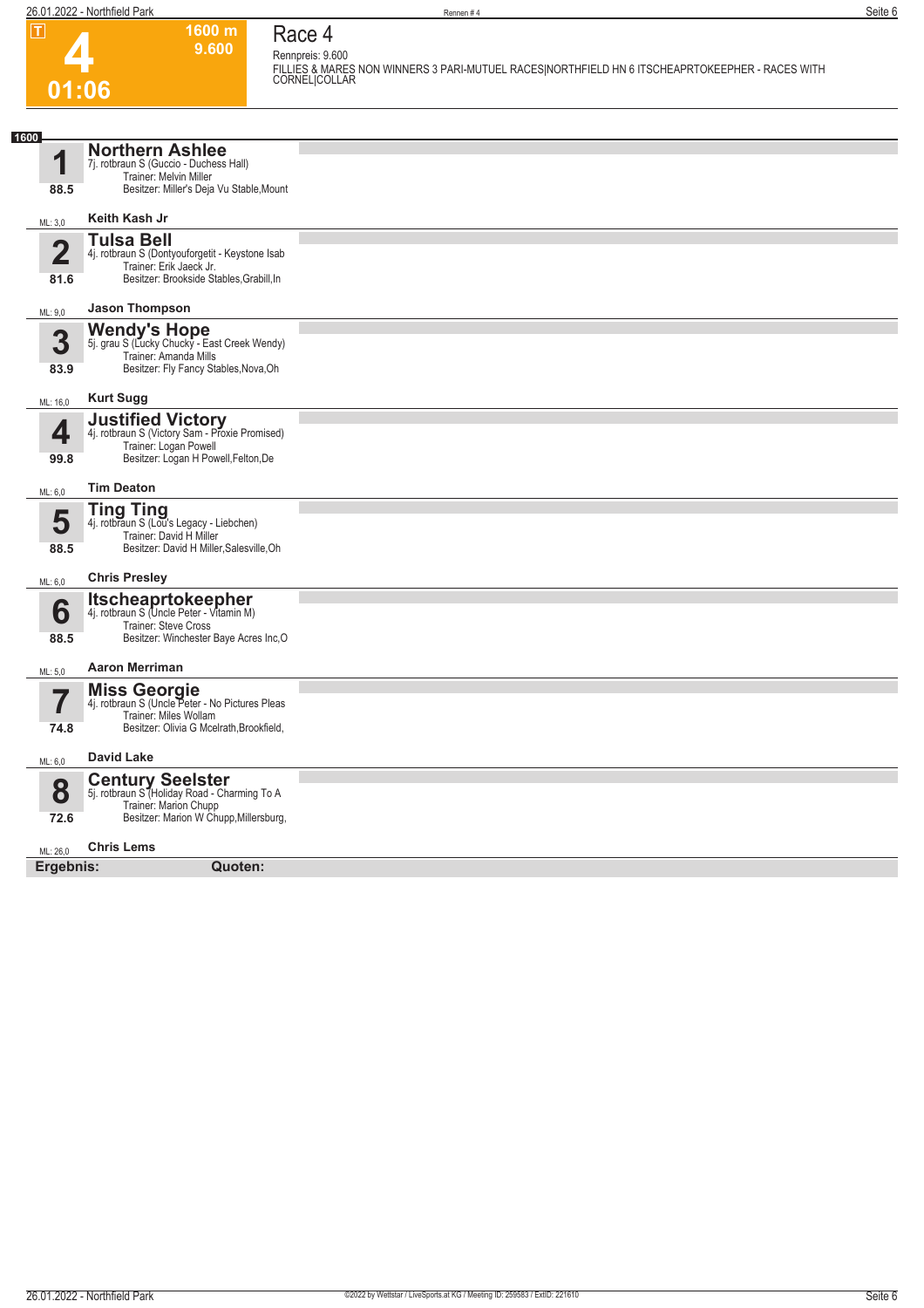T

# 4

01:06

1600 m
9.600

## Race 4

Rennpreis: 9.600

FILLIES & MARES NON WINNERS 3 PARI-MUTUEL RACES|NORTHFIELD HN 6 ITSCHEAPRTOKEEPHER - RACES WITH CORNEL|COLLAR

1600

**1** **Northern Ashlee**
7j. rotbraun S (Guccio - Duchess Hall)
Trainer: Melvin Miller
Besitzer: Miller's Deja Vu Stable,Mount
88.5
ML: 3,0 **Keith Kash Jr**

**2** **Tulsa Bell**
4j. rotbraun S (Dontyouforgetit - Keystone Isab
Trainer: Erik Jaeck Jr.
Besitzer: Brookside Stables,Grabill,In
81.6
ML: 9,0 **Jason Thompson**

**3** **Wendy's Hope**
5j. grau S (Lucky Chucky - East Creek Wendy)
Trainer: Amanda Mills
Besitzer: Fly Fancy Stables,Nova,Oh
83.9
ML: 16,0 **Kurt Sugg**

**4** **Justified Victory**
4j. rotbraun S (Victory Sam - Proxie Promised)
Trainer: Logan Powell
Besitzer: Logan H Powell,Felton,De
99.8
ML: 6,0 **Tim Deaton**

**5** **Ting Ting**
4j. rotbraun S (Lou's Legacy - Liebchen)
Trainer: David H Miller
Besitzer: David H Miller,Salesville,Oh
88.5
ML: 6,0 **Chris Presley**

**6** **Itscheaprtokeepher**
4j. rotbraun S (Uncle Peter - Vitamin M)
Trainer: Steve Cross
Besitzer: Winchester Baye Acres Inc,O
88.5
ML: 5,0 **Aaron Merriman**

**7** **Miss Georgie**
4j. rotbraun S (Uncle Peter - No Pictures Pleas
Trainer: Miles Wollam
Besitzer: Olivia G Mcelrath,Brookfield,
74.8
ML: 6,0 **David Lake**

**8** **Century Seelster**
5j. rotbraun S (Holiday Road - Charming To A
Trainer: Marion Chupp
Besitzer: Marion W Chupp,Millersburg,
72.6
ML: 26,0 **Chris Lems**

**Ergebnis:** **Quoten:**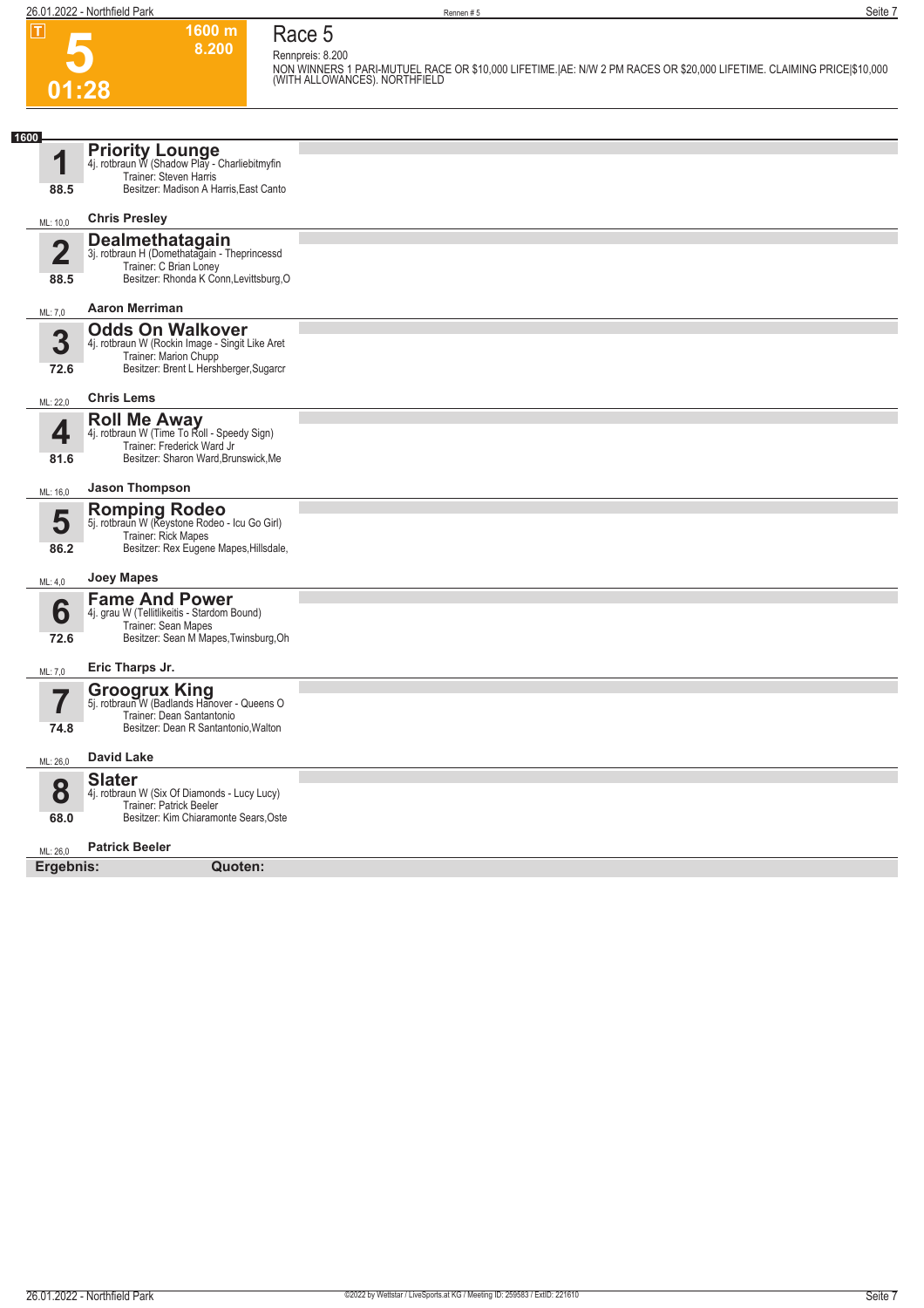# Race 5

**T** **5** 01:28 — 1600 m 8.200

Rennpreis: 8.200

NON WINNERS 1 PARI-MUTUEL RACE OR $10,000 LIFETIME.|AE: N/W 2 PM RACES OR $20,000 LIFETIME. CLAIMING PRICE|$10,000 (WITH ALLOWANCES). NORTHFIELD

**1600**

**1** **Priority Lounge**
4j. rotbraun W (Shadow Play - Charliebitmyfin
Trainer: Steven Harris
Besitzer: Madison A Harris,East Canto
88.5
ML: 10,0 — **Chris Presley**

**2** **Dealmethatagain**
3j. rotbraun H (Domethatagain - Theprincessd
Trainer: C Brian Loney
Besitzer: Rhonda K Conn,Levittsburg,O
88.5
ML: 7,0 — **Aaron Merriman**

**3** **Odds On Walkover**
4j. rotbraun W (Rockin Image - Singit Like Aret
Trainer: Marion Chupp
Besitzer: Brent L Hershberger,Sugarcr
72.6
ML: 22,0 — **Chris Lems**

**4** **Roll Me Away**
4j. rotbraun W (Time To Roll - Speedy Sign)
Trainer: Frederick Ward Jr
Besitzer: Sharon Ward,Brunswick,Me
81.6
ML: 16,0 — **Jason Thompson**

**5** **Romping Rodeo**
5j. rotbraun W (Keystone Rodeo - Icu Go Girl)
Trainer: Rick Mapes
Besitzer: Rex Eugene Mapes,Hillsdale,
86.2
ML: 4,0 — **Joey Mapes**

**6** **Fame And Power**
4j. grau W (Tellitlikeitis - Stardom Bound)
Trainer: Sean Mapes
Besitzer: Sean M Mapes,Twinsburg,Oh
72.6
ML: 7,0 — **Eric Tharps Jr.**

**7** **Groogrux King**
5j. rotbraun W (Badlands Hanover - Queens O
Trainer: Dean Santantonio
Besitzer: Dean R Santantonio,Walton
74.8
ML: 26,0 — **David Lake**

**8** **Slater**
4j. rotbraun W (Six Of Diamonds - Lucy Lucy)
Trainer: Patrick Beeler
Besitzer: Kim Chiaramonte Sears,Oste
68.0
ML: 26,0 — **Patrick Beeler**

**Ergebnis:** **Quoten:**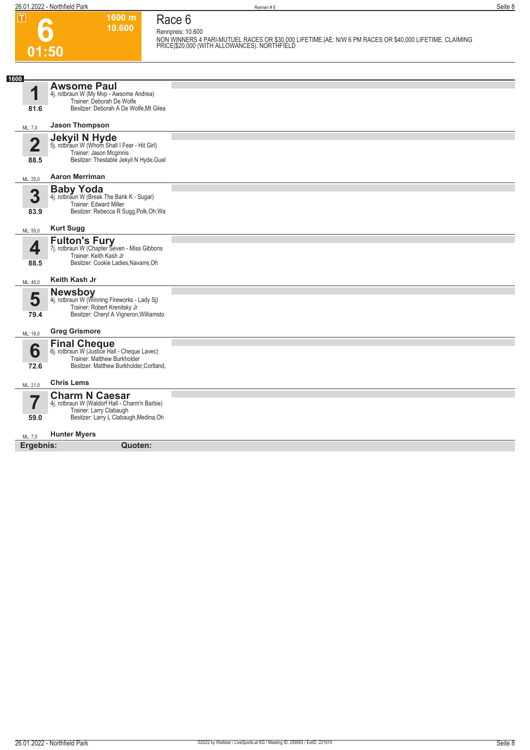**T**

# 6

**01:50**

**1600 m**
**10.600**

## Race 6

Rennpreis: 10.600

NON WINNERS 4 PARI-MUTUEL RACES OR $30,000 LIFETIME.|AE: N/W 6 PM RACES OR $40,000 LIFETIME. CLAIMING PRICE|$20,000 (WITH ALLOWANCES). NORTHFIELD

**1600**

**1** **Awsome Paul**
4j. rotbraun W (My Mvp - Awsome Andrea)
Trainer: Deborah De Wolfe
Besitzer: Deborah A De Wolfe,Mt Gilea
81.6
ML: 7,0 **Jason Thompson**

**2** **Jekyil N Hyde**
5j. rotbraun W (Whom Shall I Fear - Hit Girl)
Trainer: Jason Mcginnis
Besitzer: Thestable Jekyil N Hyde,Guel
88.5
ML: 25,0 **Aaron Merriman**

**3** **Baby Yoda**
4j. rotbraun W (Break The Bank K - Sugar)
Trainer: Edward Miller
Besitzer: Rebecca R Sugg,Polk,Oh;Wa
83.9
ML: 55,0 **Kurt Sugg**

**4** **Fulton's Fury**
7j. rotbraun W (Chapter Seven - Miss Gibbons
Trainer: Keith Kash Jr
Besitzer: Cookie Ladies,Navarre,Oh
88.5
ML: 45,0 **Keith Kash Jr**

**5** **Newsboy**
4j. rotbraun W (Winning Fireworks - Lady Sj)
Trainer: Robert Krenitsky Jr
Besitzer: Cheryl A Vigneron,Williamsto
79.4
ML: 16,0 **Greg Grismore**

**6** **Final Cheque**
6j. rotbraun W (Justice Hall - Cheque Lavec)
Trainer: Matthew Burkholder
Besitzer: Matthew Burkholder,Cortland,
72.6
ML: 21,0 **Chris Lems**

**7** **Charm N Caesar**
4j. rotbraun W (Waldorf Hall - Charm'n Barbie)
Trainer: Larry Clabaugh
Besitzer: Larry L Clabaugh,Medina,Oh
59.0
ML: 7,0 **Hunter Myers**

**Ergebnis:** **Quoten:**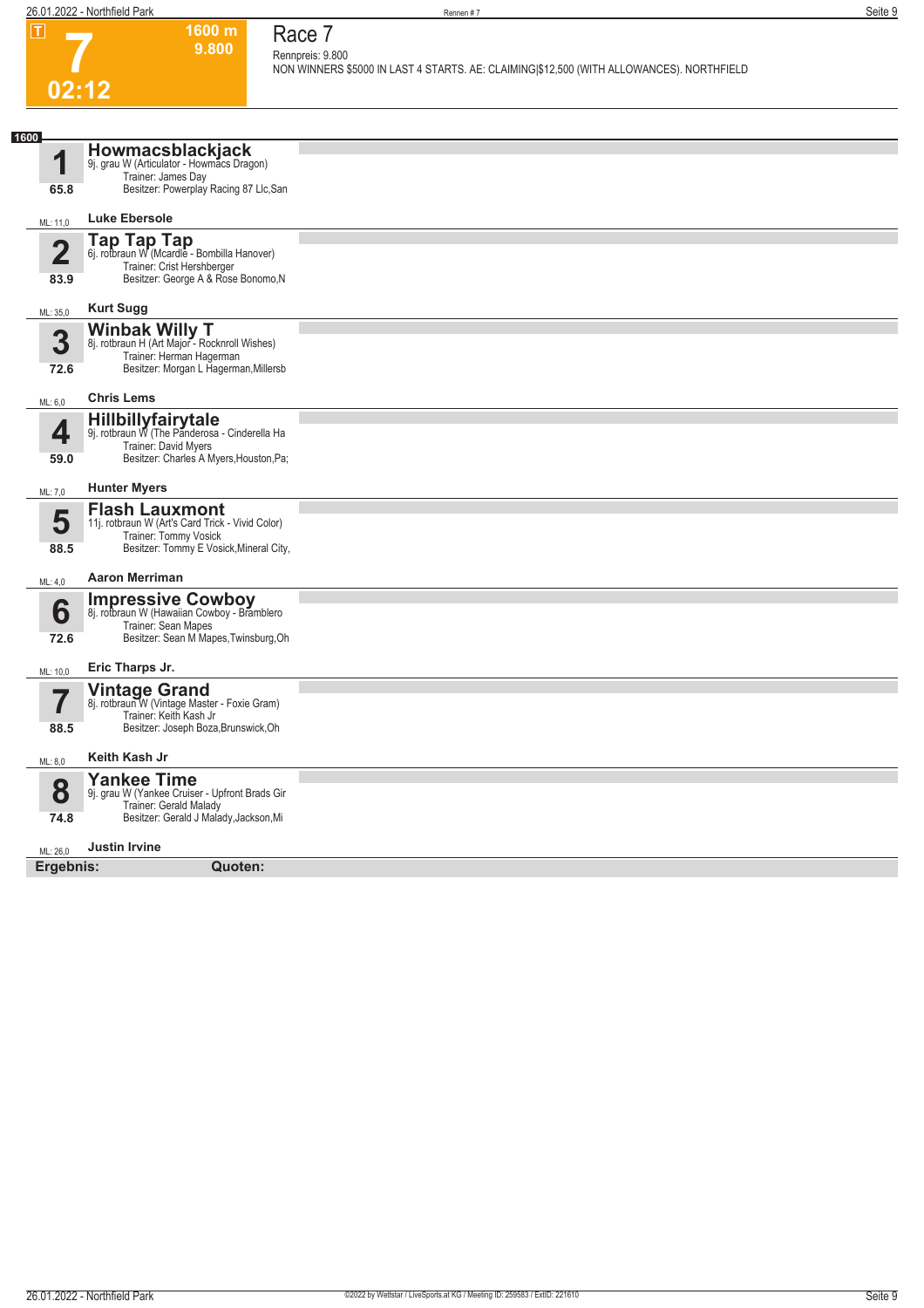# 7

**1600 m**
**9.800**

**02:12**

## Race 7

Rennpreis: 9.800

NON WINNERS $5000 IN LAST 4 STARTS. AE: CLAIMING|$12,500 (WITH ALLOWANCES). NORTHFIELD

**1600**

**1** **Howmacsblackjack**
9j. grau W (Articulator - Howmacs Dragon)
Trainer: James Day
Besitzer: Powerplay Racing 87 Llc,San
65.8
ML: 11,0 **Luke Ebersole**

**2** **Tap Tap Tap**
6j. rotbraun W (Mcardle - Bombilla Hanover)
Trainer: Crist Hershberger
Besitzer: George A & Rose Bonomo,N
83.9
ML: 35,0 **Kurt Sugg**

**3** **Winbak Willy T**
8j. rotbraun H (Art Major - Rocknroll Wishes)
Trainer: Herman Hagerman
Besitzer: Morgan L Hagerman,Millersb
72.6
ML: 6,0 **Chris Lems**

**4** **Hillbillyfairytale**
9j. rotbraun W (The Panderosa - Cinderella Ha
Trainer: David Myers
Besitzer: Charles A Myers,Houston,Pa;
59.0
ML: 7,0 **Hunter Myers**

**5** **Flash Lauxmont**
11j. rotbraun W (Art's Card Trick - Vivid Color)
Trainer: Tommy Vosick
Besitzer: Tommy E Vosick,Mineral City,
88.5
ML: 4,0 **Aaron Merriman**

**6** **Impressive Cowboy**
8j. rotbraun W (Hawaiian Cowboy - Bramblero
Trainer: Sean Mapes
Besitzer: Sean M Mapes,Twinsburg,Oh
72.6
ML: 10,0 **Eric Tharps Jr.**

**7** **Vintage Grand**
8j. rotbraun W (Vintage Master - Foxie Gram)
Trainer: Keith Kash Jr
Besitzer: Joseph Boza,Brunswick,Oh
88.5
ML: 8,0 **Keith Kash Jr**

**8** **Yankee Time**
9j. grau W (Yankee Cruiser - Upfront Brads Gir
Trainer: Gerald Malady
Besitzer: Gerald J Malady,Jackson,Mi
74.8
ML: 26,0 **Justin Irvine**

**Ergebnis:** **Quoten:**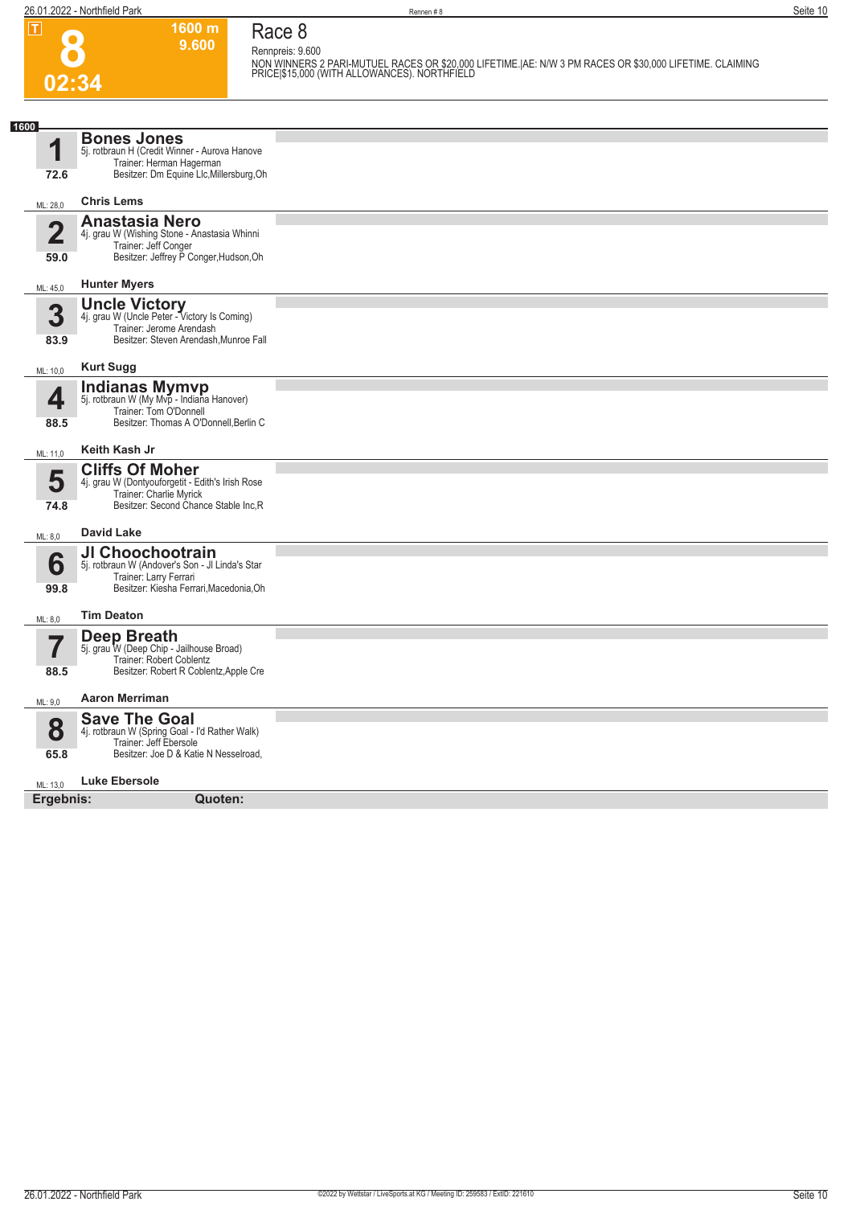# Race 8

**8** — 02:34 — 1600 m — 9.600

Rennpreis: 9.600

NON WINNERS 2 PARI-MUTUEL RACES OR $20,000 LIFETIME.|AE: N/W 3 PM RACES OR $30,000 LIFETIME. CLAIMING PRICE|$15,000 (WITH ALLOWANCES). NORTHFIELD

**1600**

**1 Bones Jones**
5j. rotbraun H (Credit Winner - Aurova Hanove
Trainer: Herman Hagerman
Besitzer: Dm Equine Llc,Millersburg,Oh
72.6
ML: 28,0 — **Chris Lems**

**2 Anastasia Nero**
4j. grau W (Wishing Stone - Anastasia Whinni
Trainer: Jeff Conger
Besitzer: Jeffrey P Conger,Hudson,Oh
59.0
ML: 45,0 — **Hunter Myers**

**3 Uncle Victory**
4j. grau W (Uncle Peter - Victory Is Coming)
Trainer: Jerome Arendash
Besitzer: Steven Arendash,Munroe Fall
83.9
ML: 10,0 — **Kurt Sugg**

**4 Indianas Mymvp**
5j. rotbraun W (My Mvp - Indiana Hanover)
Trainer: Tom O'Donnell
Besitzer: Thomas A O'Donnell,Berlin C
88.5
ML: 11,0 — **Keith Kash Jr**

**5 Cliffs Of Moher**
4j. grau W (Dontyouforgetit - Edith's Irish Rose
Trainer: Charlie Myrick
Besitzer: Second Chance Stable Inc,R
74.8
ML: 8,0 — **David Lake**

**6 Jl Choochootrain**
5j. rotbraun W (Andover's Son - Jl Linda's Star
Trainer: Larry Ferrari
Besitzer: Kiesha Ferrari,Macedonia,Oh
99.8
ML: 8,0 — **Tim Deaton**

**7 Deep Breath**
5j. grau W (Deep Chip - Jailhouse Broad)
Trainer: Robert Coblentz
Besitzer: Robert R Coblentz,Apple Cre
88.5
ML: 9,0 — **Aaron Merriman**

**8 Save The Goal**
4j. rotbraun W (Spring Goal - I'd Rather Walk)
Trainer: Jeff Ebersole
Besitzer: Joe D & Katie N Nesselroad,
65.8
ML: 13,0 — **Luke Ebersole**

**Ergebnis:** **Quoten:**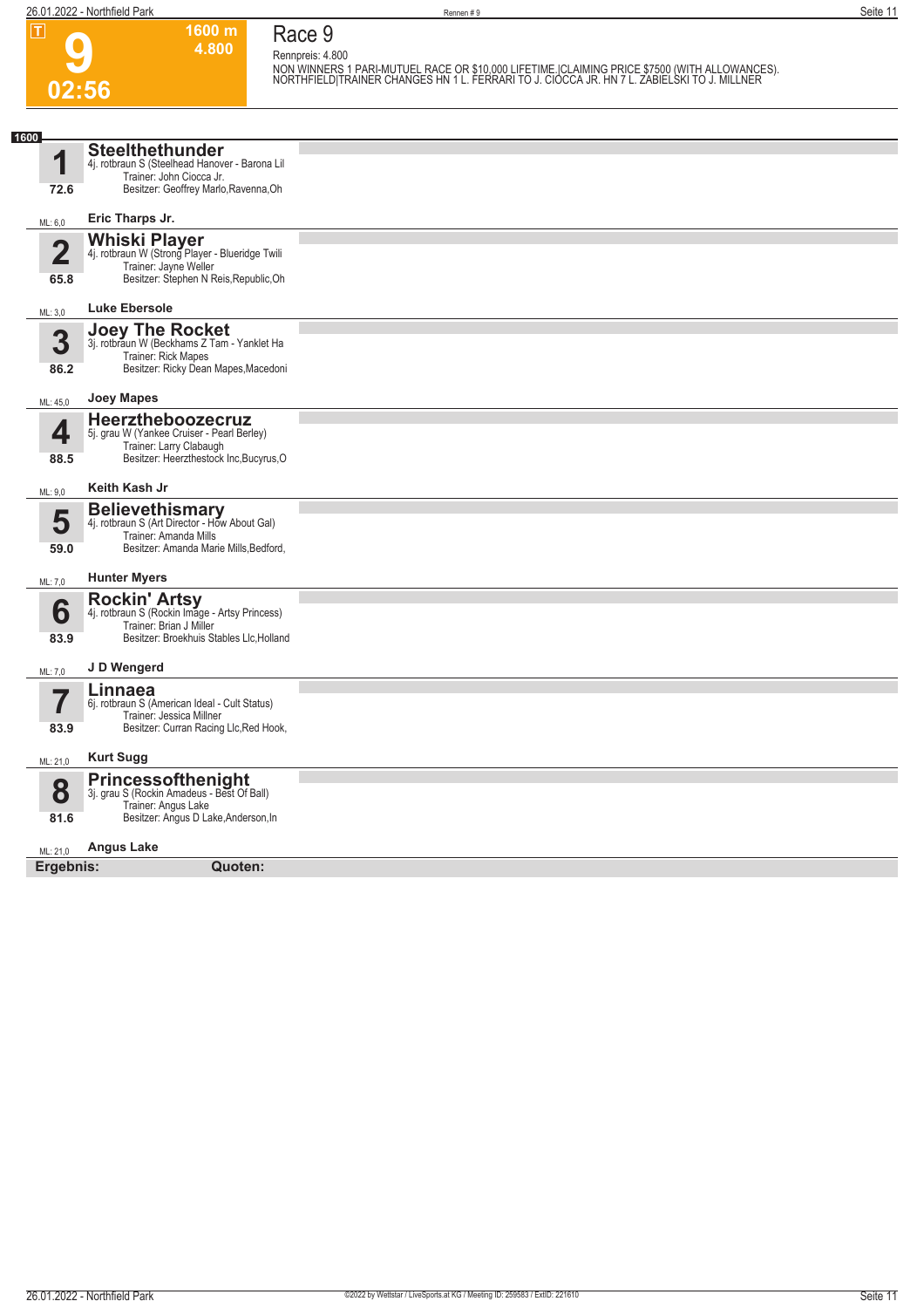# 9

**1600 m**
**4.800**

**02:56**

## Race 9

Rennpreis: 4.800

NON WINNERS 1 PARI-MUTUEL RACE OR $10,000 LIFETIME.|CLAIMING PRICE $7500 (WITH ALLOWANCES). NORTHFIELD|TRAINER CHANGES HN 1 L. FERRARI TO J. CIOCCA JR. HN 7 L. ZABIELSKI TO J. MILLNER

**1600**

**1** **Steelthethunder**
4j. rotbraun S (Steelhead Hanover - Barona Lil
Trainer: John Ciocca Jr.
Besitzer: Geoffrey Marlo,Ravenna,Oh
72.6
ML: 6,0 **Eric Tharps Jr.**

**2** **Whiski Player**
4j. rotbraun W (Strong Player - Blueridge Twili
Trainer: Jayne Weller
Besitzer: Stephen N Reis,Republic,Oh
65.8
ML: 3,0 **Luke Ebersole**

**3** **Joey The Rocket**
3j. rotbraun W (Beckhams Z Tam - Yanklet Ha
Trainer: Rick Mapes
Besitzer: Ricky Dean Mapes,Macedoni
86.2
ML: 45,0 **Joey Mapes**

**4** **Heerztheboozecruz**
5j. grau W (Yankee Cruiser - Pearl Berley)
Trainer: Larry Clabaugh
Besitzer: Heerzthestock Inc,Bucyrus,O
88.5
ML: 9,0 **Keith Kash Jr**

**5** **Believethismary**
4j. rotbraun S (Art Director - How About Gal)
Trainer: Amanda Mills
Besitzer: Amanda Marie Mills,Bedford,
59.0
ML: 7,0 **Hunter Myers**

**6** **Rockin' Artsy**
4j. rotbraun S (Rockin Image - Artsy Princess)
Trainer: Brian J Miller
Besitzer: Broekhuis Stables Llc,Holland
83.9
ML: 7,0 **J D Wengerd**

**7** **Linnaea**
6j. rotbraun S (American Ideal - Cult Status)
Trainer: Jessica Millner
Besitzer: Curran Racing Llc,Red Hook,
83.9
ML: 21,0 **Kurt Sugg**

**8** **Princessofthenight**
3j. grau S (Rockin Amadeus - Best Of Ball)
Trainer: Angus Lake
Besitzer: Angus D Lake,Anderson,In
81.6
ML: 21,0 **Angus Lake**

**Ergebnis:** **Quoten:**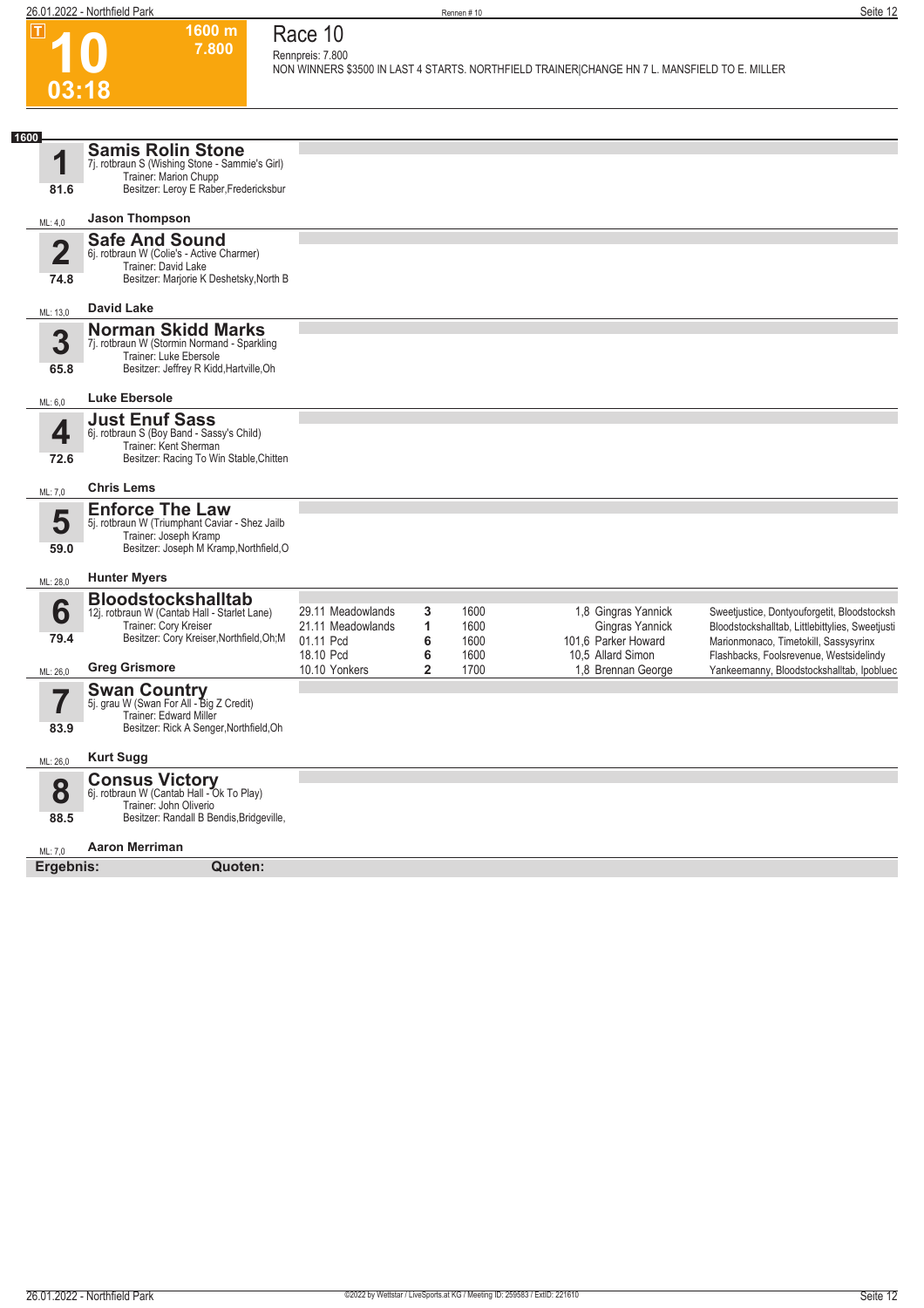# 10

**1600 m**
**7.800**

**03:18**

## Race 10

Rennpreis: 7.800

NON WINNERS $3500 IN LAST 4 STARTS. NORTHFIELD TRAINER|CHANGE HN 7 L. MANSFIELD TO E. MILLER

**1600**

### 1 Samis Rolin Stone
7j. rotbraun S (Wishing Stone - Sammie's Girl)
Trainer: Marion Chupp
Besitzer: Leroy E Raber,Fredericksbur
81.6
ML: 4,0
**Jason Thompson**

### 2 Safe And Sound
6j. rotbraun W (Colie's - Active Charmer)
Trainer: David Lake
Besitzer: Marjorie K Deshetsky,North B
74.8
ML: 13,0
**David Lake**

### 3 Norman Skidd Marks
7j. rotbraun W (Stormin Normand - Sparkling
Trainer: Luke Ebersole
Besitzer: Jeffrey R Kidd,Hartville,Oh
65.8
ML: 6,0
**Luke Ebersole**

### 4 Just Enuf Sass
6j. rotbraun S (Boy Band - Sassy's Child)
Trainer: Kent Sherman
Besitzer: Racing To Win Stable,Chitten
72.6
ML: 7,0
**Chris Lems**

### 5 Enforce The Law
5j. rotbraun W (Triumphant Caviar - Shez Jailb
Trainer: Joseph Kramp
Besitzer: Joseph M Kramp,Northfield,O
59.0
ML: 28,0
**Hunter Myers**

### 6 Bloodstockshalltab
12j. rotbraun W (Cantab Hall - Starlet Lane)
Trainer: Cory Kreiser
Besitzer: Cory Kreiser,Northfield,Oh;M
79.4
ML: 26,0
**Greg Grismore**

| Datum | Bahn | Platz | Distanz | Quote | Fahrer | Einlauf |
|---|---|---|---|---|---|---|
| 29.11 | Meadowlands | 3 | 1600 | 1,8 | Gingras Yannick | Sweetjustice, Dontyouforgetit, Bloodstocksh |
| 21.11 | Meadowlands | 1 | 1600 | | Gingras Yannick | Bloodstockshalltab, Littlebittylies, Sweetjusti |
| 01.11 | Pcd | 6 | 1600 | 101,6 | Parker Howard | Marionmonaco, Timetokill, Sassysyrinx |
| 18.10 | Pcd | 6 | 1600 | 10,5 | Allard Simon | Flashbacks, Foolsrevenue, Westsidelindy |
| 10.10 | Yonkers | 2 | 1700 | 1,8 | Brennan George | Yankeemanny, Bloodstockshalltab, Ipobluec |

### 7 Swan Country
5j. grau W (Swan For All - Big Z Credit)
Trainer: Edward Miller
Besitzer: Rick A Senger,Northfield,Oh
83.9
ML: 26,0
**Kurt Sugg**

### 8 Consus Victory
6j. rotbraun W (Cantab Hall - Ok To Play)
Trainer: John Oliverio
Besitzer: Randall B Bendis,Bridgeville,
88.5
ML: 7,0
**Aaron Merriman**

**Ergebnis:** **Quoten:**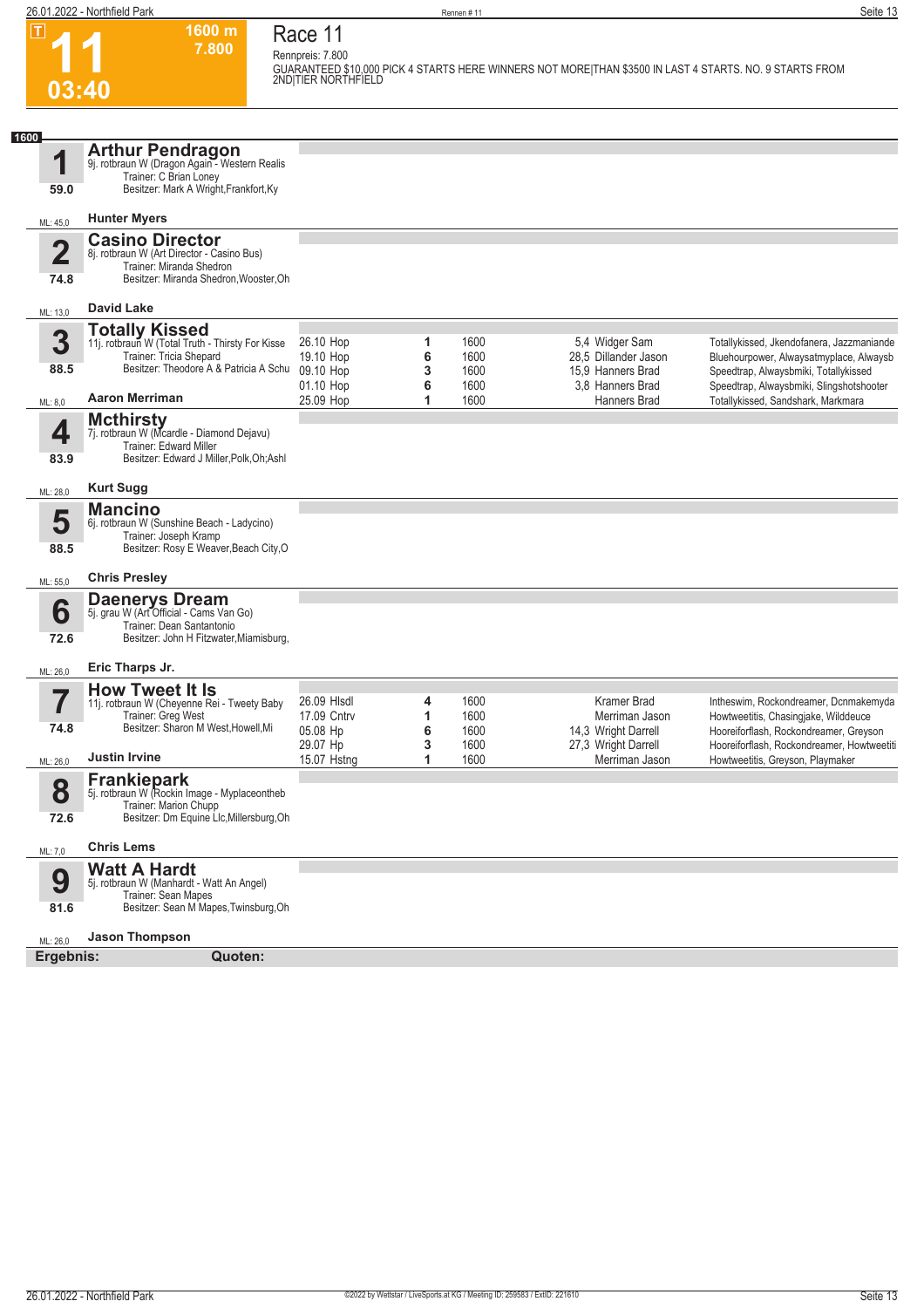# 11

**1600 m**
**7.800**

**03:40**

## Race 11

Rennpreis: 7.800

GUARANTEED $10,000 PICK 4 STARTS HERE WINNERS NOT MORE|THAN $3500 IN LAST 4 STARTS. NO. 9 STARTS FROM 2ND|TIER NORTHFIELD

**1600**

### 1 Arthur Pendragon
9j. rotbraun W (Dragon Again - Western Realis
Trainer: C Brian Loney
Besitzer: Mark A Wright,Frankfort,Ky
59.0
ML: 45,0 — **Hunter Myers**

### 2 Casino Director
8j. rotbraun W (Art Director - Casino Bus)
Trainer: Miranda Shedron
Besitzer: Miranda Shedron,Wooster,Oh
74.8
ML: 13,0 — **David Lake**

### 3 Totally Kissed
11j. rotbraun W (Total Truth - Thirsty For Kisse
Trainer: Tricia Shepard
Besitzer: Theodore A & Patricia A Schu
88.5
ML: 8,0 — **Aaron Merriman**

| Datum | Bahn | Platz | Distanz | Quote | Fahrer | Einlauf |
|---|---|---|---|---|---|---|
| 26.10 | Hop | 1 | 1600 | 5,4 | Widger Sam | Totallykissed, Jkendofanera, Jazzmaniande |
| 19.10 | Hop | 6 | 1600 | 28,5 | Dillander Jason | Bluehourpower, Alwaysatmyplace, Alwaysb |
| 09.10 | Hop | 3 | 1600 | 15,9 | Hanners Brad | Speedtrap, Alwaysbmiki, Totallykissed |
| 01.10 | Hop | 6 | 1600 | 3,8 | Hanners Brad | Speedtrap, Alwaysbmiki, Slingshotshooter |
| 25.09 | Hop | 1 | 1600 | | Hanners Brad | Totallykissed, Sandshark, Markmara |

### 4 Mcthirsty
7j. rotbraun W (Mcardle - Diamond Dejavu)
Trainer: Edward Miller
Besitzer: Edward J Miller,Polk,Oh;Ashl
83.9
ML: 28,0 — **Kurt Sugg**

### 5 Mancino
6j. rotbraun W (Sunshine Beach - Ladycino)
Trainer: Joseph Kramp
Besitzer: Rosy E Weaver,Beach City,O
88.5
ML: 55,0 — **Chris Presley**

### 6 Daenerys Dream
5j. grau W (Art Official - Cams Van Go)
Trainer: Dean Santantonio
Besitzer: John H Fitzwater,Miamisburg,
72.6
ML: 26,0 — **Eric Tharps Jr.**

### 7 How Tweet It Is
11j. rotbraun W (Cheyenne Rei - Tweety Baby
Trainer: Greg West
Besitzer: Sharon M West,Howell,Mi
74.8
ML: 26,0 — **Justin Irvine**

| Datum | Bahn | Platz | Distanz | Quote | Fahrer | Einlauf |
|---|---|---|---|---|---|---|
| 26.09 | Hlsdl | 4 | 1600 | | Kramer Brad | Intheswim, Rockondreamer, Dcnmakemyda |
| 17.09 | Cntrv | 1 | 1600 | | Merriman Jason | Howtweetitis, Chasingjake, Wilddeuce |
| 05.08 | Hp | 6 | 1600 | 14,3 | Wright Darrell | Hooreiforflash, Rockondreamer, Greyson |
| 29.07 | Hp | 3 | 1600 | 27,3 | Wright Darrell | Hooreiforflash, Rockondreamer, Howtweetiti |
| 15.07 | Hstng | 1 | 1600 | | Merriman Jason | Howtweetitis, Greyson, Playmaker |

### 8 Frankiepark
5j. rotbraun W (Rockin Image - Myplaceontheb
Trainer: Marion Chupp
Besitzer: Dm Equine Llc,Millersburg,Oh
72.6
ML: 7,0 — **Chris Lems**

### 9 Watt A Hardt
5j. rotbraun W (Manhardt - Watt An Angel)
Trainer: Sean Mapes
Besitzer: Sean M Mapes,Twinsburg,Oh
81.6
ML: 26,0 — **Jason Thompson**

**Ergebnis:** **Quoten:**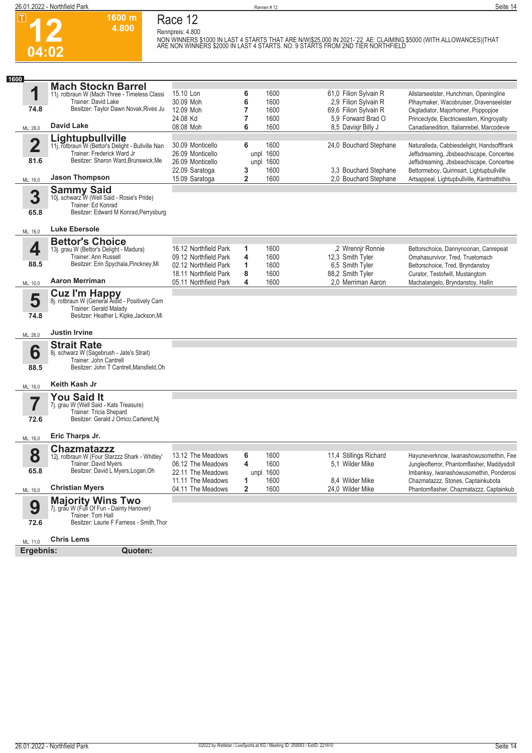# Race 12

**12** — 04:02 — 1600 m — 4.800

Rennpreis: 4.800

NON WINNERS $1000 IN LAST 4 STARTS THAT ARE N/W|$25,000 IN 2021-`22. AE: CLAIMING $5000 (WITH ALLOWANCES)|THAT ARE NON WINNERS $2000 IN LAST 4 STARTS. NO. 9 STARTS FROM 2ND TIER NORTHFIELD

**1600**

## 1 Mach Stockn Barrel
11j. rotbraun W (Mach Three - Timeless Classi
Trainer: David Lake
Besitzer: Taylor Dawn Novak,Rives Ju
74.8 — ML: 28,0 — **David Lake**

| Datum | Bahn | Platz | Distanz | Quote | Fahrer | Einlauf |
|---|---|---|---|---|---|---|
| 15.10 | Lon | 6 | 1600 | 61,0 | Filion Sylvain R | Allstarseelster, Hunchman, Openingline |
| 30.09 | Moh | 6 | 1600 | 2,9 | Filion Sylvain R | Plhaymaker, Wacobruiser, Dravenseelster |
| 12.09 | Moh | 7 | 1600 | 69,6 | Filion Sylvain R | Okgladiator, Majorhomer, Poppopjoe |
| 24.08 | Kd | 7 | 1600 | 5,9 | Forward Brad O | Princeclyde, Electricwestern, Kingroyalty |
| 08.08 | Moh | 6 | 1600 | 8,5 | Davisjr Billy J | Canadianedition, Italianrebel, Marcodevie |

## 2 Lightupbullville
11j. rotbraun W (Bettor's Delight - Bullville Nan
Trainer: Frederick Ward Jr
Besitzer: Sharon Ward,Brunswick,Me
81.6 — ML: 16,0 — **Jason Thompson**

| Datum | Bahn | Platz | Distanz | Quote | Fahrer | Einlauf |
|---|---|---|---|---|---|---|
| 30.09 | Monticello | 6 | 1600 | 24,0 | Bouchard Stephane | Naturalleda, Cabbiesdelight, Handsofffrank |
| 26.09 | Monticello | unpl | 1600 | | | Jeffsdreaming, Jbsbeachiscape, Concertee |
| 26.09 | Monticello | unpl | 1600 | | | Jeffsdreaming, Jbsbeachiscape, Concertee |
| 22.09 | Saratoga | 3 | 1600 | 3,3 | Bouchard Stephane | Bettormeboy, Quinnsart, Lightupbullville |
| 15.09 | Saratoga | 2 | 1600 | 2,0 | Bouchard Stephane | Artsappeal, Lightupbullville, Kantmattsthis |

## 3 Sammy Said
10j. schwarz W (Well Said - Rosie's Pride)
Trainer: Ed Konrad
Besitzer: Edward M Konrad,Perrysburg
65.8 — ML: 16,0 — **Luke Ebersole**

## 4 Bettor's Choice
13j. grau W (Bettor's Delight - Madura)
Trainer: Ann Russell
Besitzer: Erin Spychala,Pinckney,Mi
88.5 — ML: 10,0 — **Aaron Merriman**

| Datum | Bahn | Platz | Distanz | Quote | Fahrer | Einlauf |
|---|---|---|---|---|---|---|
| 16.12 | Northfield Park | 1 | 1600 | ,2 | Wrennjr Ronnie | Bettorschoice, Dannynoonan, Canrepeat |
| 09.12 | Northfield Park | 4 | 1600 | 12,3 | Smith Tyler | Omahasurvivor, Tred, Truetomach |
| 02.12 | Northfield Park | 1 | 1600 | 6,5 | Smith Tyler | Bettorschoice, Tred, Bryndanstoy |
| 18.11 | Northfield Park | 8 | 1600 | 88,2 | Smith Tyler | Curator, Testofwill, Mustangtom |
| 05.11 | Northfield Park | 4 | 1600 | 2,0 | Merriman Aaron | Machalangelo, Bryndanstoy, Hallin |

## 5 Cuz I'm Happy
8j. rotbraun W (General Aidid - Positively Cam
Trainer: Gerald Malady
Besitzer: Heather L Kipke,Jackson,Mi
74.8 — ML: 26,0 — **Justin Irvine**

## 6 Strait Rate
8j. schwarz W (Sagebrush - Jate's Strait)
Trainer: John Cantrell
Besitzer: John T Cantrell,Mansfield,Oh
88.5 — ML: 16,0 — **Keith Kash Jr**

## 7 You Said It
7j. grau W (Well Said - Kats Treasure)
Trainer: Tricia Shepard
Besitzer: Gerald J Orrico,Carteret,Nj
72.6 — ML: 16,0 — **Eric Tharps Jr.**

## 8 Chazmatazzz
12j. rotbraun W (Four Starzzz Shark - Whitley'
Trainer: David Myers
Besitzer: David L Myers,Logan,Oh
65.8 — ML: 16,0 — **Christian Myers**

| Datum | Bahn | Platz | Distanz | Quote | Fahrer | Einlauf |
|---|---|---|---|---|---|---|
| 13.12 | The Meadows | 6 | 1600 | 11,4 | Stillings Richard | Hayuneverknow, Iwanashowusomethin, Fee |
| 06.12 | The Meadows | 4 | 1600 | 5,1 | Wilder Mike | Jungleofterror, Phantomflasher, Maddysdoll |
| 22.11 | The Meadows | unpl | 1600 | | | Imbanksy, Iwanashowusomethin, Ponderosi |
| 11.11 | The Meadows | 1 | 1600 | 8,4 | Wilder Mike | Chazmatazzz, Stones, Captainkubota |
| 04.11 | The Meadows | 2 | 1600 | 24,0 | Wilder Mike | Phantomflasher, Chazmatazzz, Captainkub |

## 9 Majority Wins Two
7j. grau W (Full Of Fun - Dainty Hanover)
Trainer: Tom Hall
Besitzer: Laurie F Farness - Smith,Thor
72.6 — ML: 11,0 — **Chris Lems**

**Ergebnis:** **Quoten:**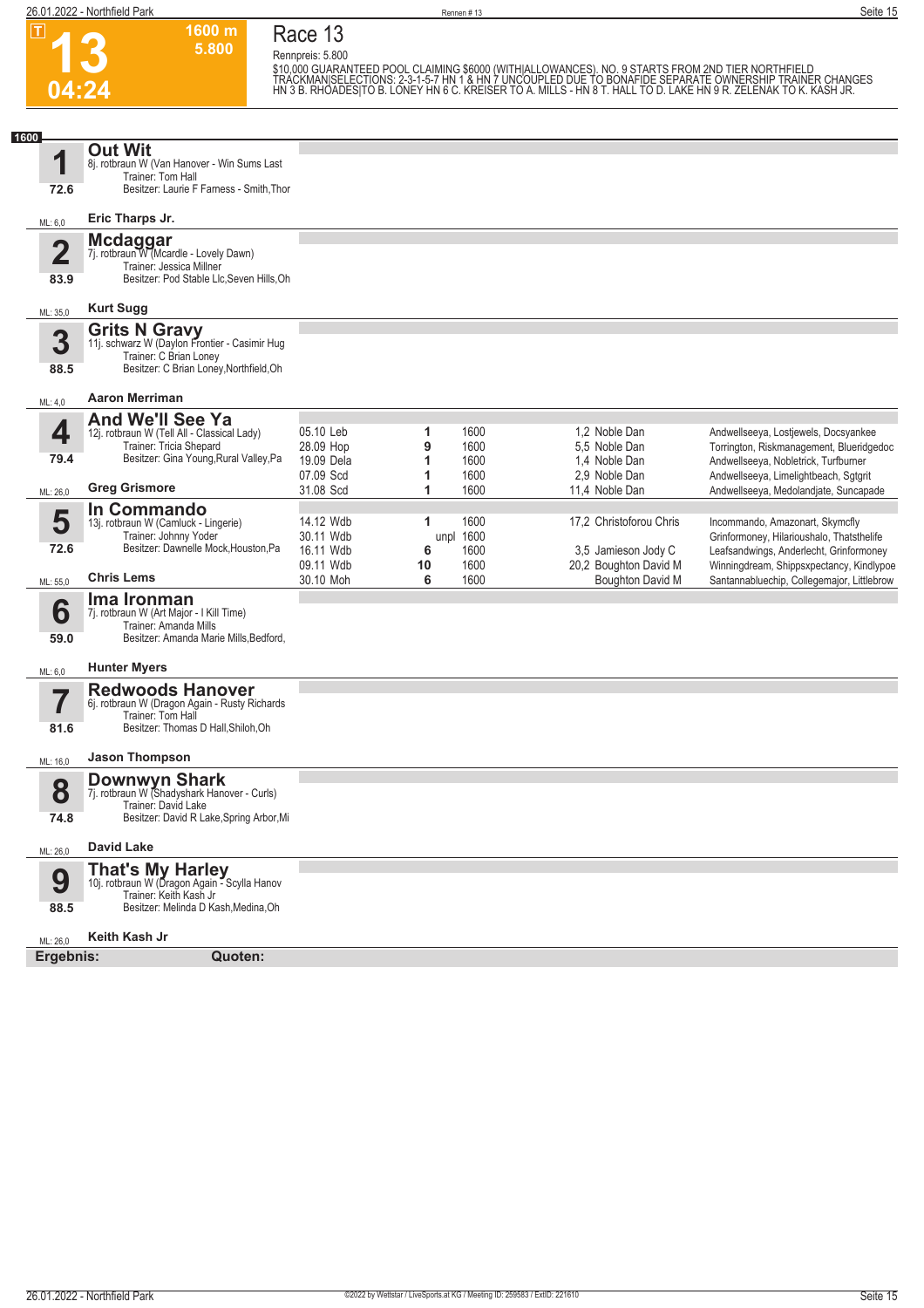# 13

**04:24**

**1600 m**
**5.800**

## Race 13

Rennpreis: 5.800

$10,000 GUARANTEED POOL CLAIMING $6000 (WITH|ALLOWANCES). NO. 9 STARTS FROM 2ND TIER NORTHFIELD TRACKMAN|SELECTIONS: 2-3-1-5-7 HN 1 & HN 7 UNCOUPLED DUE TO BONAFIDE SEPARATE OWNERSHIP TRAINER CHANGES HN 3 B. RHOADES|TO B. LONEY HN 6 C. KREISER TO A. MILLS - HN 8 T. HALL TO D. LAKE HN 9 R. ZELENAK TO K. KASH JR.

**1600**

### 1 Out Wit
8j. rotbraun W (Van Hanover - Win Sums Last
Trainer: Tom Hall
Besitzer: Laurie F Farness - Smith,Thor
72.6
ML: 6,0
**Eric Tharps Jr.**

### 2 Mcdaggar
7j. rotbraun W (Mcardle - Lovely Dawn)
Trainer: Jessica Millner
Besitzer: Pod Stable Llc,Seven Hills,Oh
83.9
ML: 35,0
**Kurt Sugg**

### 3 Grits N Gravy
11j. schwarz W (Daylon Frontier - Casimir Hug
Trainer: C Brian Loney
Besitzer: C Brian Loney,Northfield,Oh
88.5
ML: 4,0
**Aaron Merriman**

### 4 And We'll See Ya
12j. rotbraun W (Tell All - Classical Lady)
Trainer: Tricia Shepard
Besitzer: Gina Young,Rural Valley,Pa
79.4
ML: 26,0
**Greg Grismore**

| Datum | Platz | Distanz | Quote | Fahrer | Einlauf |
|---|---|---|---|---|---|
| 05.10 Leb | 1 | 1600 | 1,2 | Noble Dan | Andwellseeya, Lostjewels, Docsyankee |
| 28.09 Hop | 9 | 1600 | 5,5 | Noble Dan | Torrington, Riskmanagement, Blueridgedoc |
| 19.09 Dela | 1 | 1600 | 1,4 | Noble Dan | Andwellseeya, Nobletrick, Turfburner |
| 07.09 Scd | 1 | 1600 | 2,9 | Noble Dan | Andwellseeya, Limelightbeach, Sgtgrit |
| 31.08 Scd | 1 | 1600 | 11,4 | Noble Dan | Andwellseeya, Medolandjate, Suncapade |

### 5 In Commando
13j. rotbraun W (Camluck - Lingerie)
Trainer: Johnny Yoder
Besitzer: Dawnelle Mock,Houston,Pa
72.6
ML: 55,0
**Chris Lems**

| Datum | Platz | Distanz | Quote | Fahrer | Einlauf |
|---|---|---|---|---|---|
| 14.12 Wdb | 1 | 1600 | 17,2 | Christoforou Chris | Incommando, Amazonart, Skymcfly |
| 30.11 Wdb | unpl | 1600 | | | Grinformoney, Hilarioushalo, Thatsthelife |
| 16.11 Wdb | 6 | 1600 | 3,5 | Jamieson Jody C | Leafsandwings, Anderlecht, Grinformoney |
| 09.11 Wdb | 10 | 1600 | 20,2 | Boughton David M | Winningdream, Shippsxpectancy, Kindlypoe |
| 30.10 Moh | 6 | 1600 | | Boughton David M | Santannabluechip, Collegemajor, Littlebrow |

### 6 Ima Ironman
7j. rotbraun W (Art Major - I Kill Time)
Trainer: Amanda Mills
Besitzer: Amanda Marie Mills,Bedford,
59.0
ML: 6,0
**Hunter Myers**

### 7 Redwoods Hanover
6j. rotbraun W (Dragon Again - Rusty Richards
Trainer: Tom Hall
Besitzer: Thomas D Hall,Shiloh,Oh
81.6
ML: 16,0
**Jason Thompson**

### 8 Downwyn Shark
7j. rotbraun W (Shadyshark Hanover - Curls)
Trainer: David Lake
Besitzer: David R Lake,Spring Arbor,Mi
74.8
ML: 26,0
**David Lake**

### 9 That's My Harley
10j. rotbraun W (Dragon Again - Scylla Hanov
Trainer: Keith Kash Jr
Besitzer: Melinda D Kash,Medina,Oh
88.5
ML: 26,0
**Keith Kash Jr**

**Ergebnis:** **Quoten:**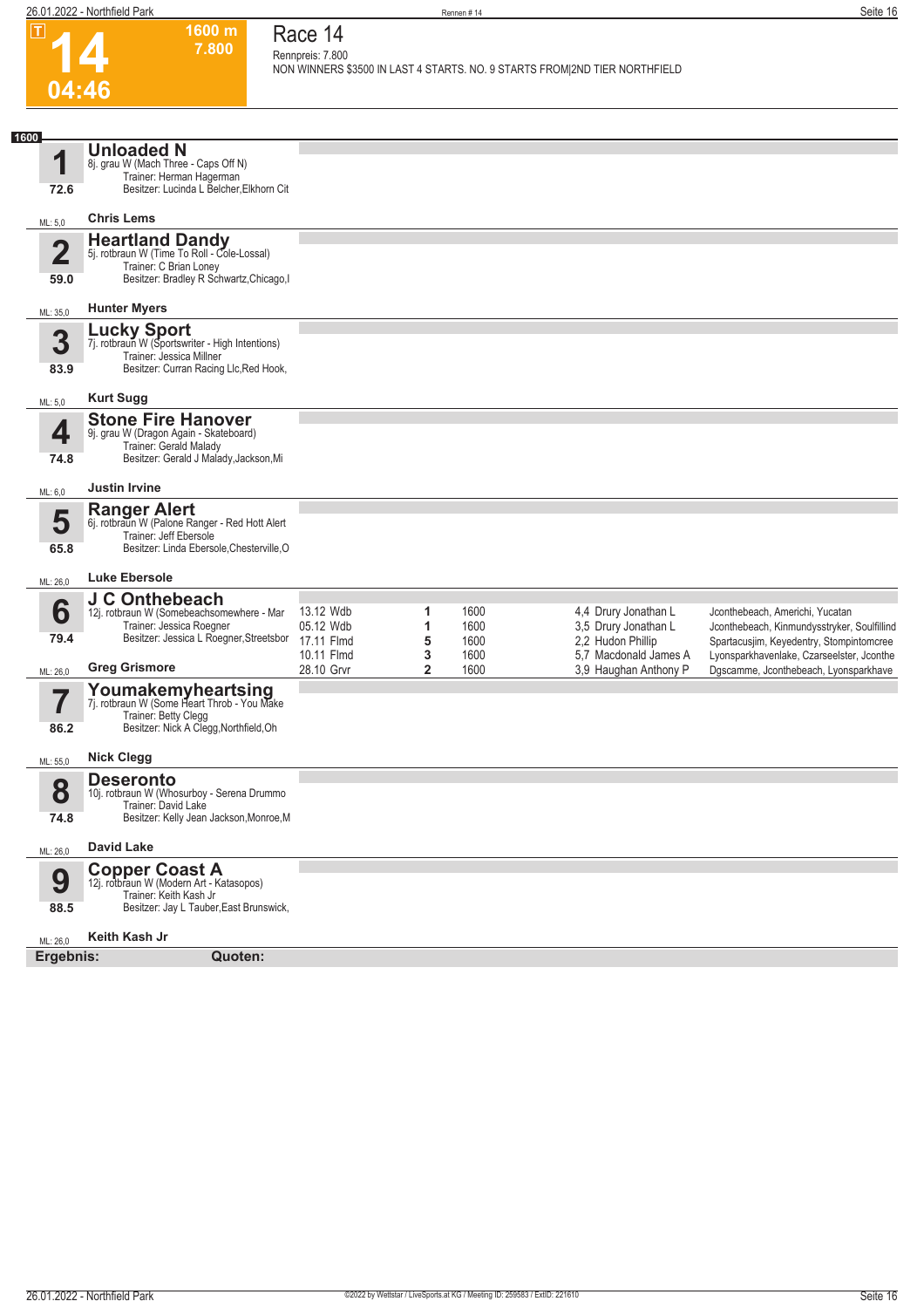# 14

**1600 m**
**7.800**

**04:46**

## Race 14

Rennpreis: 7.800

NON WINNERS $3500 IN LAST 4 STARTS. NO. 9 STARTS FROM|2ND TIER NORTHFIELD

**1600**

### 1 Unloaded N
8j. grau W (Mach Three - Caps Off N)
Trainer: Herman Hagerman
Besitzer: Lucinda L Belcher,Elkhorn Cit
72.6
ML: 5,0
**Chris Lems**

### 2 Heartland Dandy
5j. rotbraun W (Time To Roll - Cole-Lossal)
Trainer: C Brian Loney
Besitzer: Bradley R Schwartz,Chicago,I
59.0
ML: 35,0
**Hunter Myers**

### 3 Lucky Sport
7j. rotbraun W (Sportswriter - High Intentions)
Trainer: Jessica Millner
Besitzer: Curran Racing Llc,Red Hook,
83.9
ML: 5,0
**Kurt Sugg**

### 4 Stone Fire Hanover
9j. grau W (Dragon Again - Skateboard)
Trainer: Gerald Malady
Besitzer: Gerald J Malady,Jackson,Mi
74.8
ML: 6,0
**Justin Irvine**

### 5 Ranger Alert
6j. rotbraun W (Palone Ranger - Red Hott Alert
Trainer: Jeff Ebersole
Besitzer: Linda Ebersole,Chesterville,O
65.8
ML: 26,0
**Luke Ebersole**

### 6 J C Onthebeach
12j. rotbraun W (Somebeachsomewhere - Mar
Trainer: Jessica Roegner
Besitzer: Jessica L Roegner,Streetsbor
79.4
ML: 26,0
**Greg Grismore**

| | | | | | |
|---|---|---|---|---|---|
| 13.12 Wdb | 1 | 1600 | 4,4 | Drury Jonathan L | Jconthebeach, Americhi, Yucatan |
| 05.12 Wdb | 1 | 1600 | 3,5 | Drury Jonathan L | Jconthebeach, Kinmundysstryker, Soulfillind |
| 17.11 Flmd | 5 | 1600 | 2,2 | Hudon Phillip | Spartacusjim, Keyedentry, Stompintomcree |
| 10.11 Flmd | 3 | 1600 | 5,7 | Macdonald James A | Lyonsparkhavenlake, Czarseelster, Jconthe |
| 28.10 Grvr | 2 | 1600 | 3,9 | Haughan Anthony P | Dgscamme, Jconthebeach, Lyonsparkhave |

### 7 Youmakemyheartsing
7j. rotbraun W (Some Heart Throb - You Make
Trainer: Betty Clegg
Besitzer: Nick A Clegg,Northfield,Oh
86.2
ML: 55,0
**Nick Clegg**

### 8 Deseronto
10j. rotbraun W (Whosurboy - Serena Drummo
Trainer: David Lake
Besitzer: Kelly Jean Jackson,Monroe,M
74.8
ML: 26,0
**David Lake**

### 9 Copper Coast A
12j. rotbraun W (Modern Art - Katasopos)
Trainer: Keith Kash Jr
Besitzer: Jay L Tauber,East Brunswick,
88.5
ML: 26,0
**Keith Kash Jr**

**Ergebnis:** **Quoten:**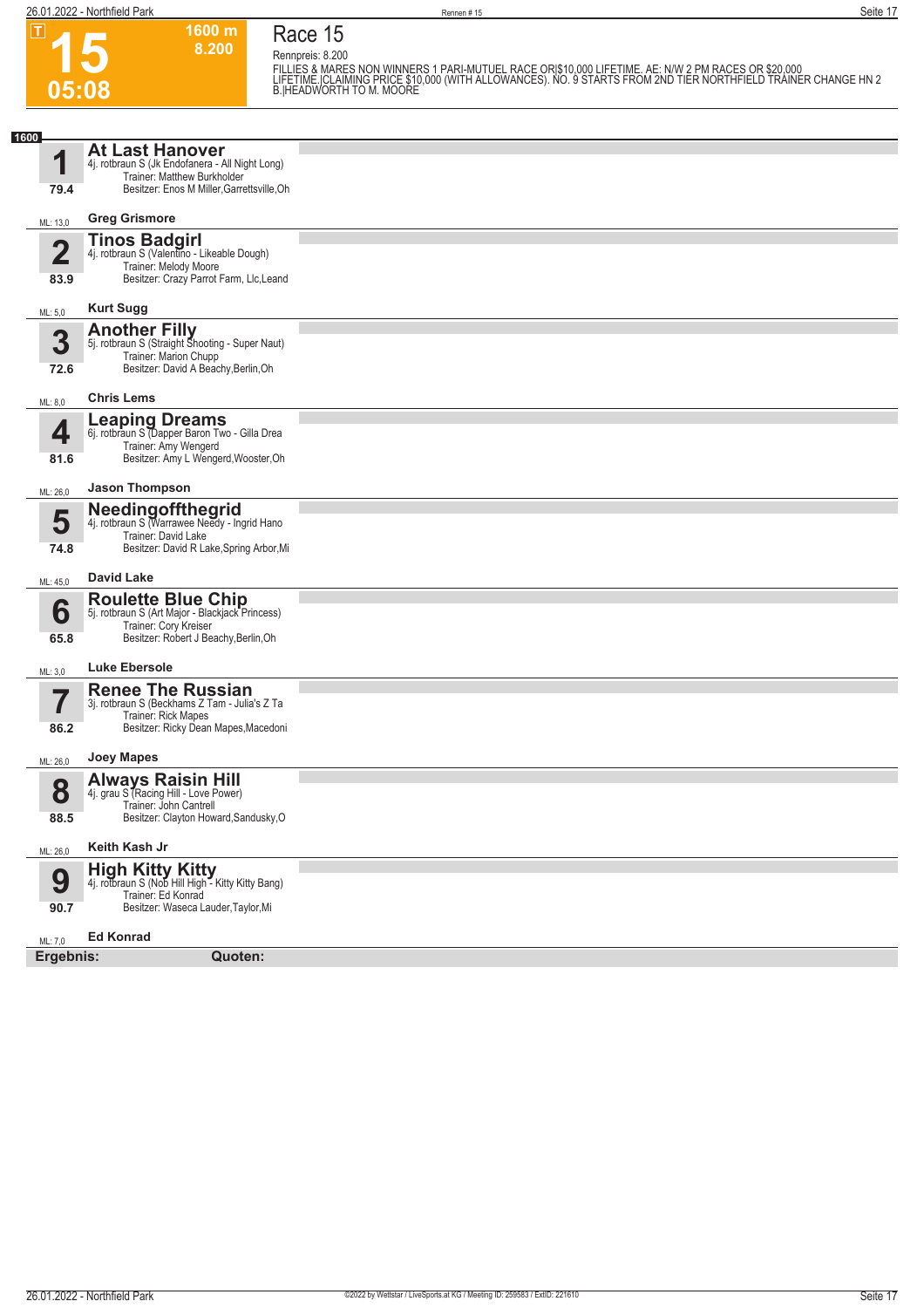# Race 15

**15** 05:08

1600 m
8.200

Rennpreis: 8.200

FILLIES & MARES NON WINNERS 1 PARI-MUTUEL RACE OR|$10,000 LIFETIME. AE: N/W 2 PM RACES OR $20,000 LIFETIME.|CLAIMING PRICE $10,000 (WITH ALLOWANCES). NO. 9 STARTS FROM 2ND TIER NORTHFIELD TRAINER CHANGE HN 2 B.|HEADWORTH TO M. MOORE

**1600**

**1** **At Last Hanover**
4j. rotbraun S (Jk Endofanera - All Night Long)
Trainer: Matthew Burkholder
Besitzer: Enos M Miller,Garrettsville,Oh
79.4
ML: 13,0 **Greg Grismore**

**2** **Tinos Badgirl**
4j. rotbraun S (Valentino - Likeable Dough)
Trainer: Melody Moore
Besitzer: Crazy Parrot Farm, Llc,Leand
83.9
ML: 5,0 **Kurt Sugg**

**3** **Another Filly**
5j. rotbraun S (Straight Shooting - Super Naut)
Trainer: Marion Chupp
Besitzer: David A Beachy,Berlin,Oh
72.6
ML: 8,0 **Chris Lems**

**4** **Leaping Dreams**
6j. rotbraun S (Dapper Baron Two - Gilla Drea
Trainer: Amy Wengerd
Besitzer: Amy L Wengerd,Wooster,Oh
81.6
ML: 26,0 **Jason Thompson**

**5** **Needingoffthegrid**
4j. rotbraun S (Warrawee Needy - Ingrid Hano
Trainer: David Lake
Besitzer: David R Lake,Spring Arbor,Mi
74.8
ML: 45,0 **David Lake**

**6** **Roulette Blue Chip**
5j. rotbraun S (Art Major - Blackjack Princess)
Trainer: Cory Kreiser
Besitzer: Robert J Beachy,Berlin,Oh
65.8
ML: 3,0 **Luke Ebersole**

**7** **Renee The Russian**
3j. rotbraun S (Beckhams Z Tam - Julia's Z Ta
Trainer: Rick Mapes
Besitzer: Ricky Dean Mapes,Macedoni
86.2
ML: 26,0 **Joey Mapes**

**8** **Always Raisin Hill**
4j. grau S (Racing Hill - Love Power)
Trainer: John Cantrell
Besitzer: Clayton Howard,Sandusky,O
88.5
ML: 26,0 **Keith Kash Jr**

**9** **High Kitty Kitty**
4j. rotbraun S (Nob Hill High - Kitty Kitty Bang)
Trainer: Ed Konrad
Besitzer: Waseca Lauder,Taylor,Mi
90.7
ML: 7,0 **Ed Konrad**

**Ergebnis:** **Quoten:**